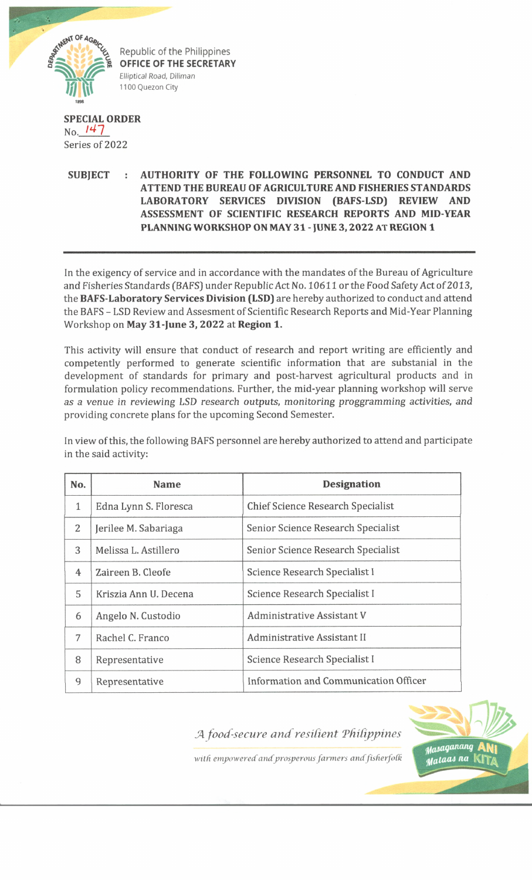Republic of the Philippines
**OFFICE OF THE SECRETARY**
Elliptical Road, Diliman
1100 Quezon City

**SPECIAL ORDER**
No. 147
Series of 2022

**SUBJECT : AUTHORITY OF THE FOLLOWING PERSONNEL TO CONDUCT AND ATTEND THE BUREAU OF AGRICULTURE AND FISHERIES STANDARDS LABORATORY SERVICES DIVISION (BAFS-LSD) REVIEW AND ASSESSMENT OF SCIENTIFIC RESEARCH REPORTS AND MID-YEAR PLANNING WORKSHOP ON MAY 31 - JUNE 3, 2022 AT REGION 1**

---

In the exigency of service and in accordance with the mandates of the Bureau of Agriculture and Fisheries Standards (BAFS) under Republic Act No. 10611 or the Food Safety Act of 2013, the **BAFS-Laboratory Services Division (LSD)** are hereby authorized to conduct and attend the BAFS – LSD Review and Assesment of Scientific Research Reports and Mid-Year Planning Workshop on **May 31-June 3, 2022** at **Region 1.**

This activity will ensure that conduct of research and report writing are efficiently and competently performed to generate scientific information that are substanial in the development of standards for primary and post-harvest agricultural products and in formulation policy recommendations. Further, the mid-year planning workshop will serve as a venue in reviewing LSD research outputs, monitoring proggramming activities, and providing concrete plans for the upcoming Second Semester.

In view of this, the following BAFS personnel are hereby authorized to attend and participate in the said activity:

| No. | Name | Designation |
|---|---|---|
| 1 | Edna Lynn S. Floresca | Chief Science Research Specialist |
| 2 | Jerilee M. Sabariaga | Senior Science Research Specialist |
| 3 | Melissa L. Astillero | Senior Science Research Specialist |
| 4 | Zaireen B. Cleofe | Science Research Specialist I |
| 5 | Kriszia Ann U. Decena | Science Research Specialist I |
| 6 | Angelo N. Custodio | Administrative Assistant V |
| 7 | Rachel C. Franco | Administrative Assistant II |
| 8 | Representative | Science Research Specialist I |
| 9 | Representative | Information and Communication Officer |

*A food-secure and resilient Philippines*

*with empowered and prosperous farmers and fisherfolk*

Masaganang ANI Mataas na KITA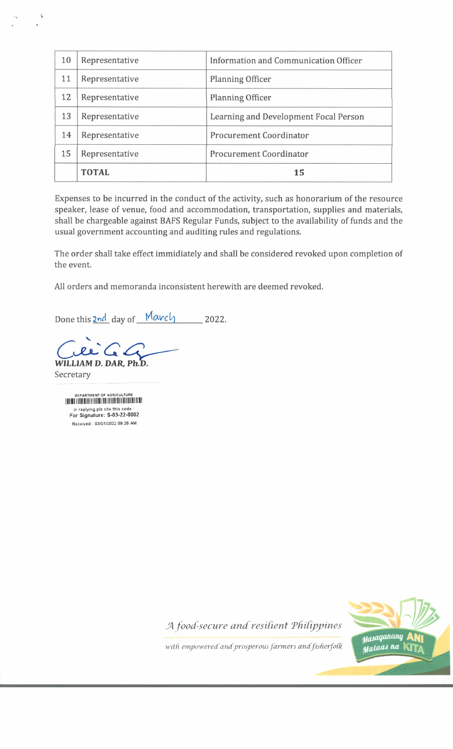| | | |
|---|---|---|
| 10 | Representative | Information and Communication Officer |
| 11 | Representative | Planning Officer |
| 12 | Representative | Planning Officer |
| 13 | Representative | Learning and Development Focal Person |
| 14 | Representative | Procurement Coordinator |
| 15 | Representative | Procurement Coordinator |
| | **TOTAL** | **15** |

Expenses to be incurred in the conduct of the activity, such as honorarium of the resource speaker, lease of venue, food and accommodation, transportation, supplies and materials, shall be chargeable against BAFS Regular Funds, subject to the availability of funds and the usual government accounting and auditing rules and regulations.

The order shall take effect immidiately and shall be considered revoked upon completion of the event.

All orders and memoranda inconsistent herewith are deemed revoked.

Done this 2nd day of March 2022.

**WILLIAM D. DAR, Ph.D.**
Secretary

DEPARTMENT OF AGRICULTURE
in replying pls cite this code :
For Signature: S-03-22-0002
Received : 03/01/2022 09:26 AM

*A food-secure and resilient Philippines*
*with empowered and prosperous farmers and fisherfolk*

Masaganang ANI Mataas na KITA